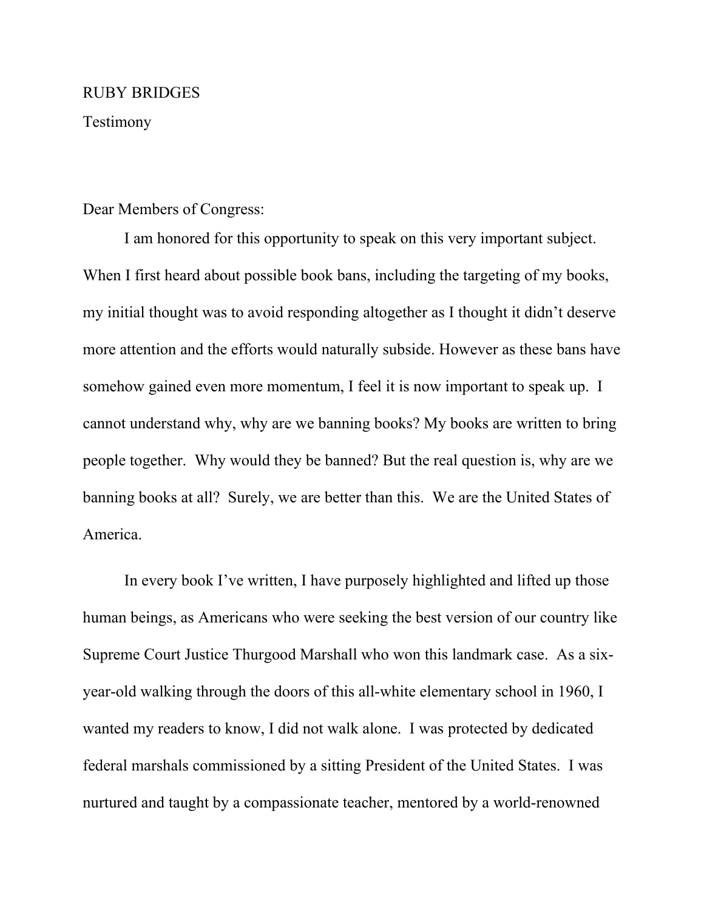RUBY BRIDGES

Testimony

Dear Members of Congress:

I am honored for this opportunity to speak on this very important subject. When I first heard about possible book bans, including the targeting of my books, my initial thought was to avoid responding altogether as I thought it didn't deserve more attention and the efforts would naturally subside. However as these bans have somehow gained even more momentum, I feel it is now important to speak up. I cannot understand why, why are we banning books? My books are written to bring people together. Why would they be banned? But the real question is, why are we banning books at all? Surely, we are better than this. We are the United States of America.

In every book I've written, I have purposely highlighted and lifted up those human beings, as Americans who were seeking the best version of our country like Supreme Court Justice Thurgood Marshall who won this landmark case. As a six-year-old walking through the doors of this all-white elementary school in 1960, I wanted my readers to know, I did not walk alone. I was protected by dedicated federal marshals commissioned by a sitting President of the United States. I was nurtured and taught by a compassionate teacher, mentored by a world-renowned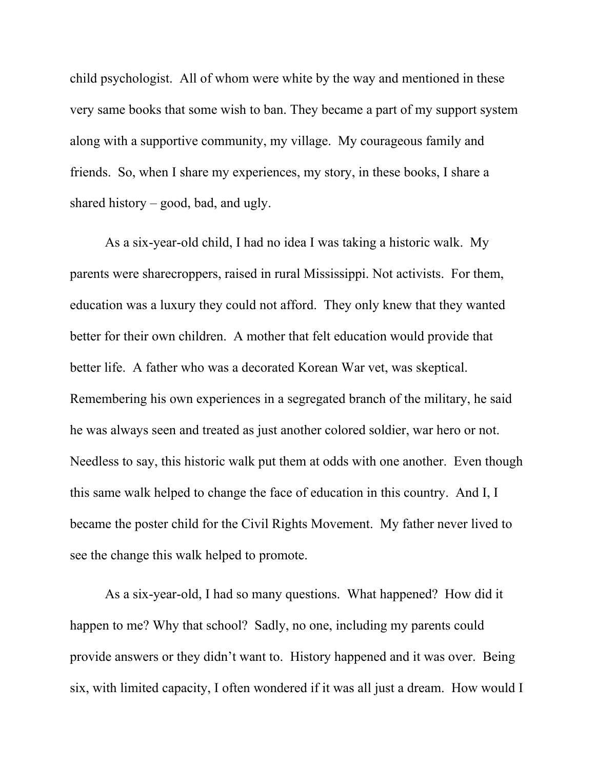child psychologist. All of whom were white by the way and mentioned in these very same books that some wish to ban. They became a part of my support system along with a supportive community, my village. My courageous family and friends. So, when I share my experiences, my story, in these books, I share a shared history – good, bad, and ugly.

As a six-year-old child, I had no idea I was taking a historic walk. My parents were sharecroppers, raised in rural Mississippi. Not activists. For them, education was a luxury they could not afford. They only knew that they wanted better for their own children. A mother that felt education would provide that better life. A father who was a decorated Korean War vet, was skeptical. Remembering his own experiences in a segregated branch of the military, he said he was always seen and treated as just another colored soldier, war hero or not. Needless to say, this historic walk put them at odds with one another. Even though this same walk helped to change the face of education in this country. And I, I became the poster child for the Civil Rights Movement. My father never lived to see the change this walk helped to promote.

As a six-year-old, I had so many questions. What happened? How did it happen to me? Why that school? Sadly, no one, including my parents could provide answers or they didn't want to. History happened and it was over. Being six, with limited capacity, I often wondered if it was all just a dream. How would I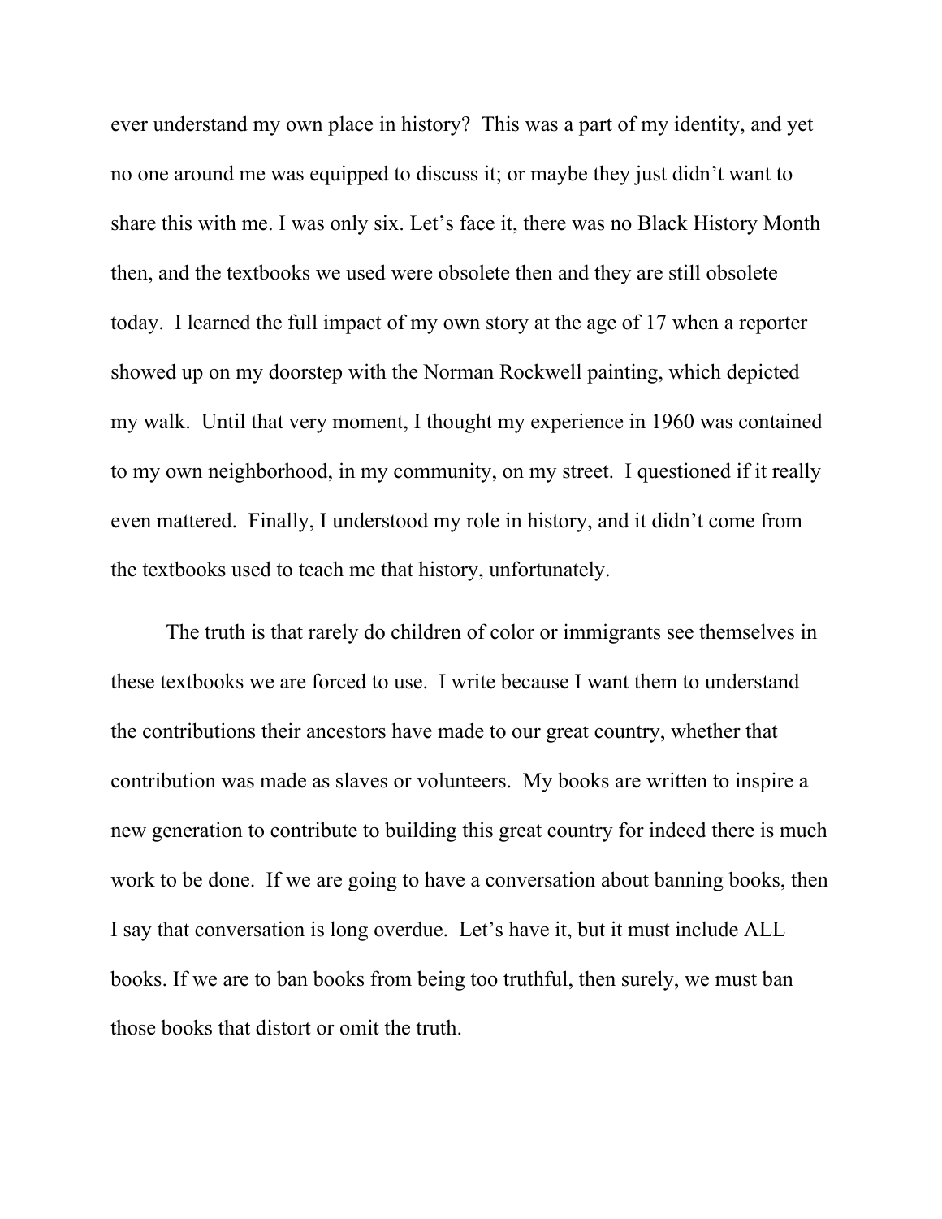ever understand my own place in history? This was a part of my identity, and yet no one around me was equipped to discuss it; or maybe they just didn't want to share this with me. I was only six. Let's face it, there was no Black History Month then, and the textbooks we used were obsolete then and they are still obsolete today. I learned the full impact of my own story at the age of 17 when a reporter showed up on my doorstep with the Norman Rockwell painting, which depicted my walk. Until that very moment, I thought my experience in 1960 was contained to my own neighborhood, in my community, on my street. I questioned if it really even mattered. Finally, I understood my role in history, and it didn't come from the textbooks used to teach me that history, unfortunately.

The truth is that rarely do children of color or immigrants see themselves in these textbooks we are forced to use. I write because I want them to understand the contributions their ancestors have made to our great country, whether that contribution was made as slaves or volunteers. My books are written to inspire a new generation to contribute to building this great country for indeed there is much work to be done. If we are going to have a conversation about banning books, then I say that conversation is long overdue. Let's have it, but it must include ALL books. If we are to ban books from being too truthful, then surely, we must ban those books that distort or omit the truth.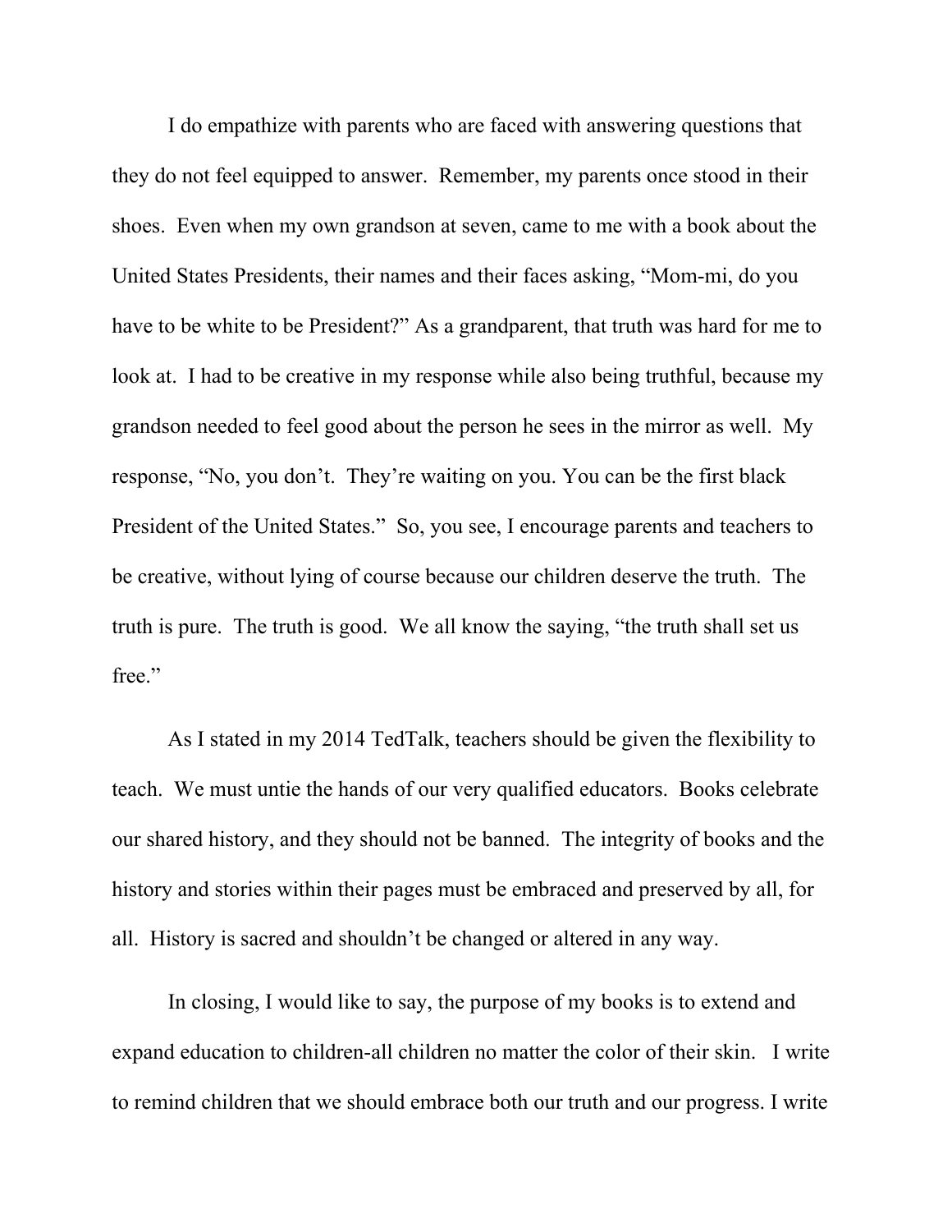I do empathize with parents who are faced with answering questions that they do not feel equipped to answer. Remember, my parents once stood in their shoes. Even when my own grandson at seven, came to me with a book about the United States Presidents, their names and their faces asking, "Mom-mi, do you have to be white to be President?" As a grandparent, that truth was hard for me to look at. I had to be creative in my response while also being truthful, because my grandson needed to feel good about the person he sees in the mirror as well. My response, "No, you don't. They're waiting on you. You can be the first black President of the United States." So, you see, I encourage parents and teachers to be creative, without lying of course because our children deserve the truth. The truth is pure. The truth is good. We all know the saying, "the truth shall set us free."

As I stated in my 2014 TedTalk, teachers should be given the flexibility to teach. We must untie the hands of our very qualified educators. Books celebrate our shared history, and they should not be banned. The integrity of books and the history and stories within their pages must be embraced and preserved by all, for all. History is sacred and shouldn't be changed or altered in any way.

In closing, I would like to say, the purpose of my books is to extend and expand education to children-all children no matter the color of their skin. I write to remind children that we should embrace both our truth and our progress. I write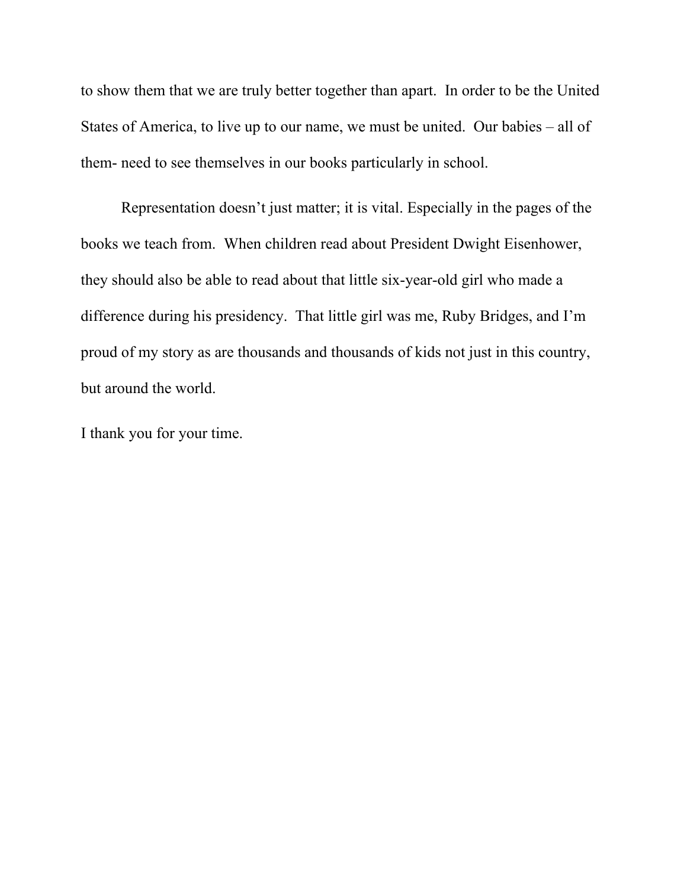to show them that we are truly better together than apart. In order to be the United States of America, to live up to our name, we must be united. Our babies – all of them- need to see themselves in our books particularly in school.

Representation doesn't just matter; it is vital. Especially in the pages of the books we teach from. When children read about President Dwight Eisenhower, they should also be able to read about that little six-year-old girl who made a difference during his presidency. That little girl was me, Ruby Bridges, and I'm proud of my story as are thousands and thousands of kids not just in this country, but around the world.

I thank you for your time.